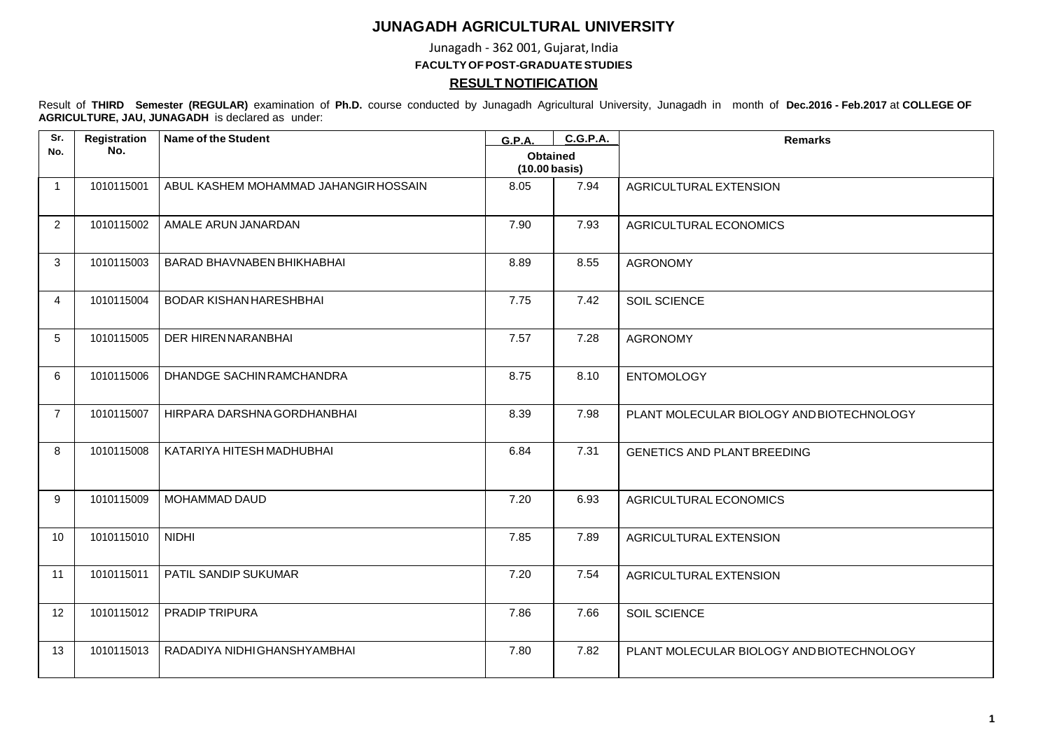# JUNAGADH AGRICULTURAL UNIVERSITY

Junagadh - 362 001, Gujarat, India

**FACULTY OF POST-GRADUATE STUDIES**

**RESULT NOTIFICATION**

Result of **THIRD Semester (REGULAR)** examination of **Ph.D.** course conducted by Junagadh Agricultural University, Junagadh in month of **Dec.2016 - Feb.2017** at **COLLEGE OF AGRICULTURE, JAU, JUNAGADH** is declared as under:

| Sr. No. | Registration No. | Name of the Student | G.P.A. | C.G.P.A. | Remarks |
|---|---|---|---|---|---|
| | | | Obtained (10.00 basis) | | |
| 1 | 1010115001 | ABUL KASHEM MOHAMMAD JAHANGIR HOSSAIN | 8.05 | 7.94 | AGRICULTURAL EXTENSION |
| 2 | 1010115002 | AMALE ARUN JANARDAN | 7.90 | 7.93 | AGRICULTURAL ECONOMICS |
| 3 | 1010115003 | BARAD BHAVNABEN BHIKHABHAI | 8.89 | 8.55 | AGRONOMY |
| 4 | 1010115004 | BODAR KISHAN HARESHBHAI | 7.75 | 7.42 | SOIL SCIENCE |
| 5 | 1010115005 | DER HIREN NARANBHAI | 7.57 | 7.28 | AGRONOMY |
| 6 | 1010115006 | DHANDGE SACHIN RAMCHANDRA | 8.75 | 8.10 | ENTOMOLOGY |
| 7 | 1010115007 | HIRPARA DARSHNA GORDHANBHAI | 8.39 | 7.98 | PLANT MOLECULAR BIOLOGY AND BIOTECHNOLOGY |
| 8 | 1010115008 | KATARIYA HITESH MADHUBHAI | 6.84 | 7.31 | GENETICS AND PLANT BREEDING |
| 9 | 1010115009 | MOHAMMAD DAUD | 7.20 | 6.93 | AGRICULTURAL ECONOMICS |
| 10 | 1010115010 | NIDHI | 7.85 | 7.89 | AGRICULTURAL EXTENSION |
| 11 | 1010115011 | PATIL SANDIP SUKUMAR | 7.20 | 7.54 | AGRICULTURAL EXTENSION |
| 12 | 1010115012 | PRADIP TRIPURA | 7.86 | 7.66 | SOIL SCIENCE |
| 13 | 1010115013 | RADADIYA NIDHI GHANSHYAMBHAI | 7.80 | 7.82 | PLANT MOLECULAR BIOLOGY AND BIOTECHNOLOGY |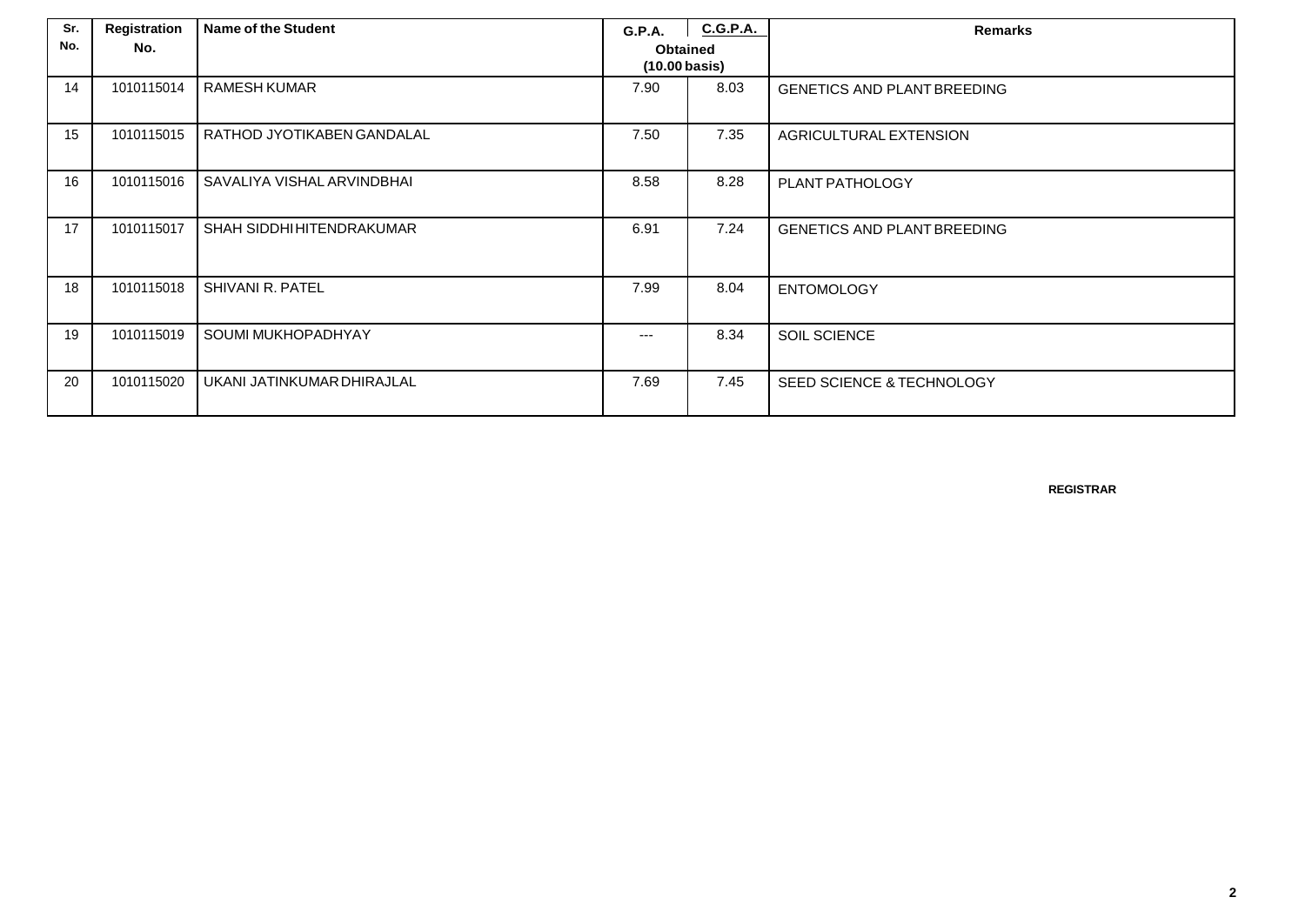| Sr. No. | Registration No. | Name of the Student | G.P.A. | C.G.P.A. | Remarks |
|---|---|---|---|---|---|
| | | | Obtained (10.00 basis) | | |
| 14 | 1010115014 | RAMESH KUMAR | 7.90 | 8.03 | GENETICS AND PLANT BREEDING |
| 15 | 1010115015 | RATHOD JYOTIKABEN GANDALAL | 7.50 | 7.35 | AGRICULTURAL EXTENSION |
| 16 | 1010115016 | SAVALIYA VISHAL ARVINDBHAI | 8.58 | 8.28 | PLANT PATHOLOGY |
| 17 | 1010115017 | SHAH SIDDHI HITENDRAKUMAR | 6.91 | 7.24 | GENETICS AND PLANT BREEDING |
| 18 | 1010115018 | SHIVANI R. PATEL | 7.99 | 8.04 | ENTOMOLOGY |
| 19 | 1010115019 | SOUMI MUKHOPADHYAY | --- | 8.34 | SOIL SCIENCE |
| 20 | 1010115020 | UKANI JATINKUMAR DHIRAJLAL | 7.69 | 7.45 | SEED SCIENCE & TECHNOLOGY |

**REGISTRAR**